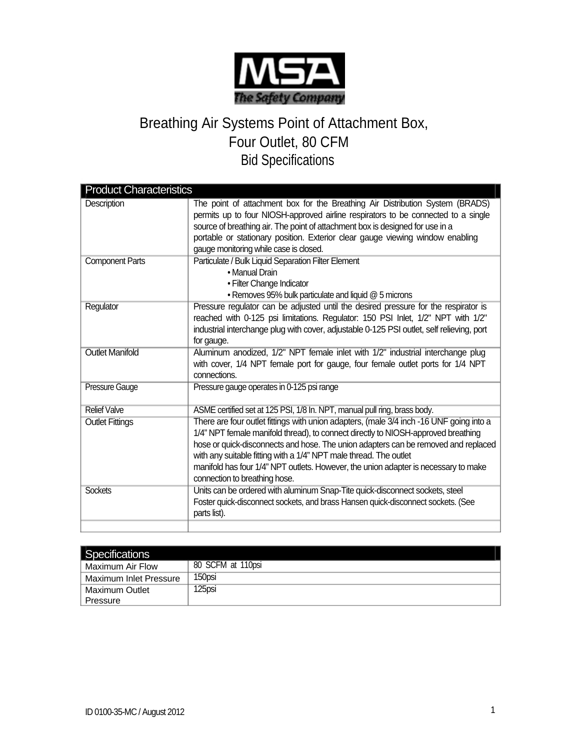# Breathing Air Systems Point of Attachment Box, Four Outlet, 80 CFM

## Bid Specifications

| Product Characteristics | |
|---|---|
| Description | The point of attachment box for the Breathing Air Distribution System (BRADS) permits up to four NIOSH-approved airline respirators to be connected to a single source of breathing air. The point of attachment box is designed for use in a portable or stationary position. Exterior clear gauge viewing window enabling gauge monitoring while case is closed. |
| Component Parts | Particulate / Bulk Liquid Separation Filter Element<br>• Manual Drain<br>• Filter Change Indicator<br>• Removes 95% bulk particulate and liquid @ 5 microns |
| Regulator | Pressure regulator can be adjusted until the desired pressure for the respirator is reached with 0-125 psi limitations. Regulator: 150 PSI Inlet, 1/2" NPT with 1/2" industrial interchange plug with cover, adjustable 0-125 PSI outlet, self relieving, port for gauge. |
| Outlet Manifold | Aluminum anodized, 1/2" NPT female inlet with 1/2" industrial interchange plug with cover, 1/4 NPT female port for gauge, four female outlet ports for 1/4 NPT connections. |
| Pressure Gauge | Pressure gauge operates in 0-125 psi range |
| Relief Valve | ASME certified set at 125 PSI, 1/8 In. NPT, manual pull ring, brass body. |
| Outlet Fittings | There are four outlet fittings with union adapters, (male 3/4 inch -16 UNF going into a 1/4" NPT female manifold thread), to connect directly to NIOSH-approved breathing hose or quick-disconnects and hose. The union adapters can be removed and replaced with any suitable fitting with a 1/4" NPT male thread. The outlet manifold has four 1/4" NPT outlets. However, the union adapter is necessary to make connection to breathing hose. |
| Sockets | Units can be ordered with aluminum Snap-Tite quick-disconnect sockets, steel Foster quick-disconnect sockets, and brass Hansen quick-disconnect sockets. (See parts list). |
| | |

| Specifications | |
|---|---|
| Maximum Air Flow | 80 SCFM at 110psi |
| Maximum Inlet Pressure | 150psi |
| Maximum Outlet Pressure | 125psi |

ID 0100-35-MC / August 2012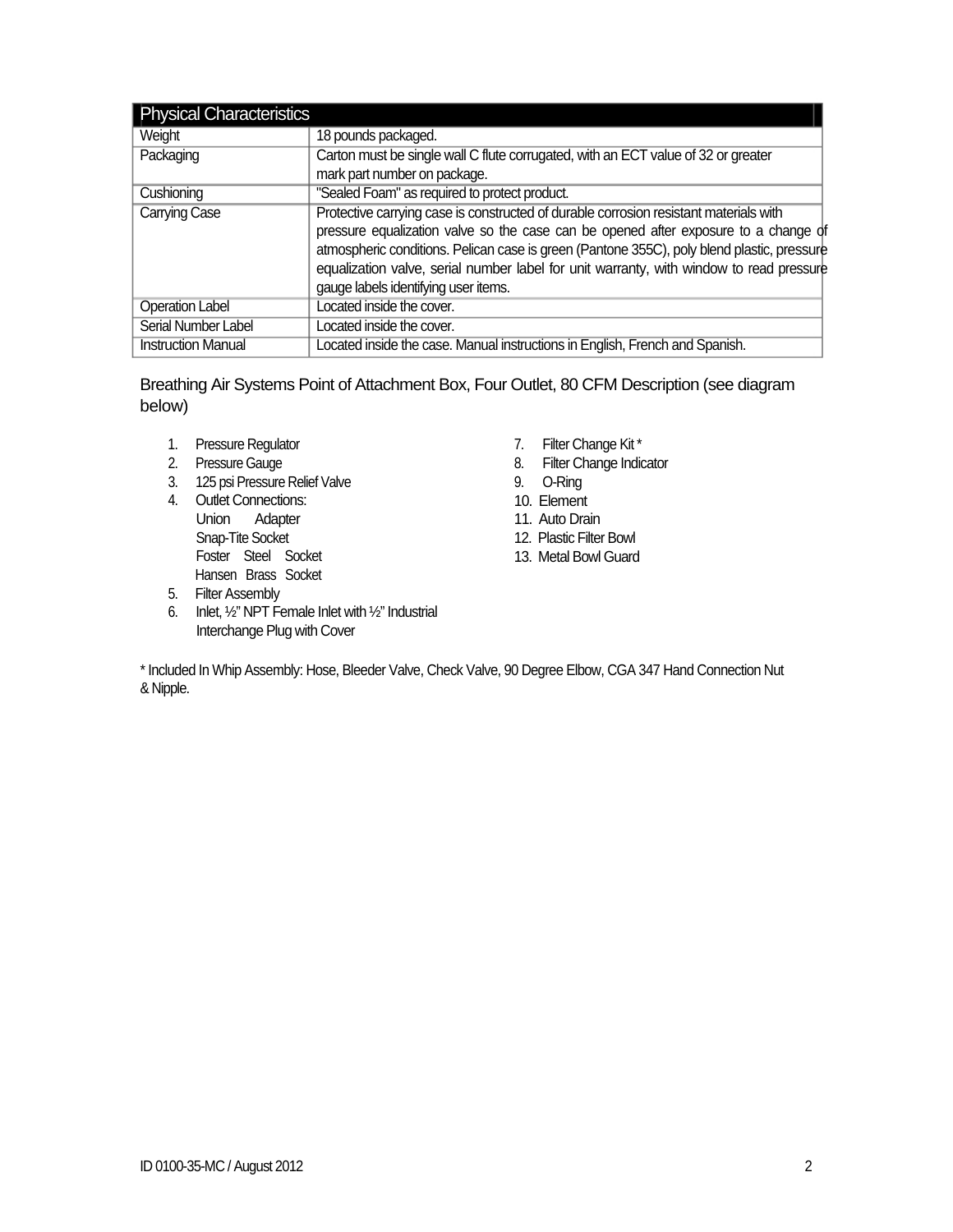| Physical Characteristics | |
|---|---|
| Weight | 18 pounds packaged. |
| Packaging | Carton must be single wall C flute corrugated, with an ECT value of 32 or greater mark part number on package. |
| Cushioning | "Sealed Foam" as required to protect product. |
| Carrying Case | Protective carrying case is constructed of durable corrosion resistant materials with pressure equalization valve so the case can be opened after exposure to a change of atmospheric conditions. Pelican case is green (Pantone 355C), poly blend plastic, pressure equalization valve, serial number label for unit warranty, with window to read pressure gauge labels identifying user items. |
| Operation Label | Located inside the cover. |
| Serial Number Label | Located inside the cover. |
| Instruction Manual | Located inside the case. Manual instructions in English, French and Spanish. |

Breathing Air Systems Point of Attachment Box, Four Outlet, 80 CFM Description (see diagram below)

1. Pressure Regulator
2. Pressure Gauge
3. 125 psi Pressure Relief Valve
4. Outlet Connections:
   Union Adapter
   Snap-Tite Socket
   Foster Steel Socket
   Hansen Brass Socket
5. Filter Assembly
6. Inlet, ½" NPT Female Inlet with ½" Industrial Interchange Plug with Cover
7. Filter Change Kit *
8. Filter Change Indicator
9. O-Ring
10. Element
11. Auto Drain
12. Plastic Filter Bowl
13. Metal Bowl Guard

* Included In Whip Assembly: Hose, Bleeder Valve, Check Valve, 90 Degree Elbow, CGA 347 Hand Connection Nut & Nipple.

ID 0100-35-MC / August 2012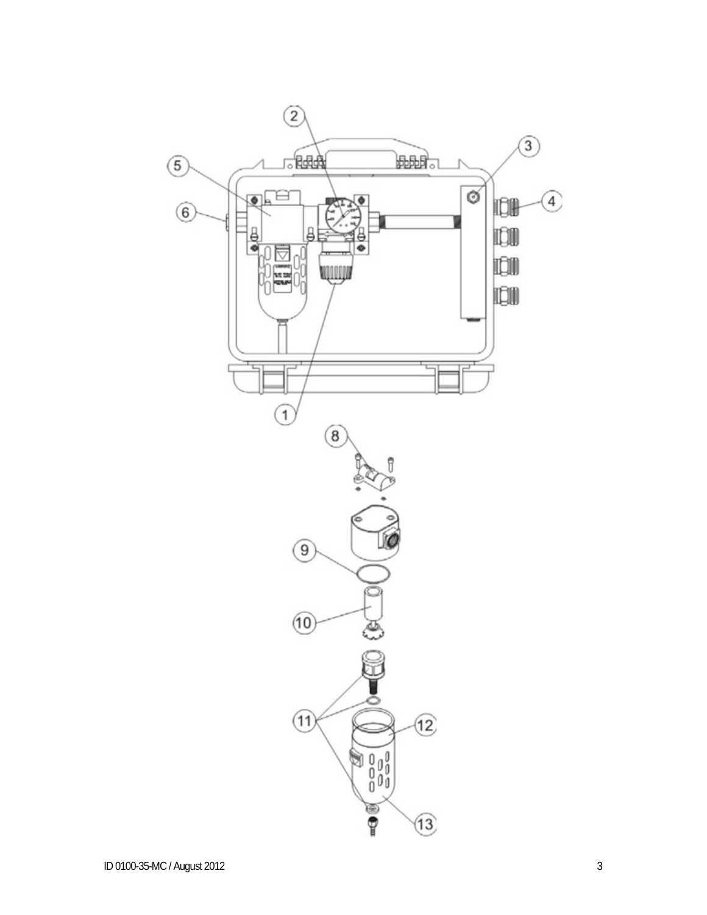2

3

5

4

6

1

8

9

10

11

12

13